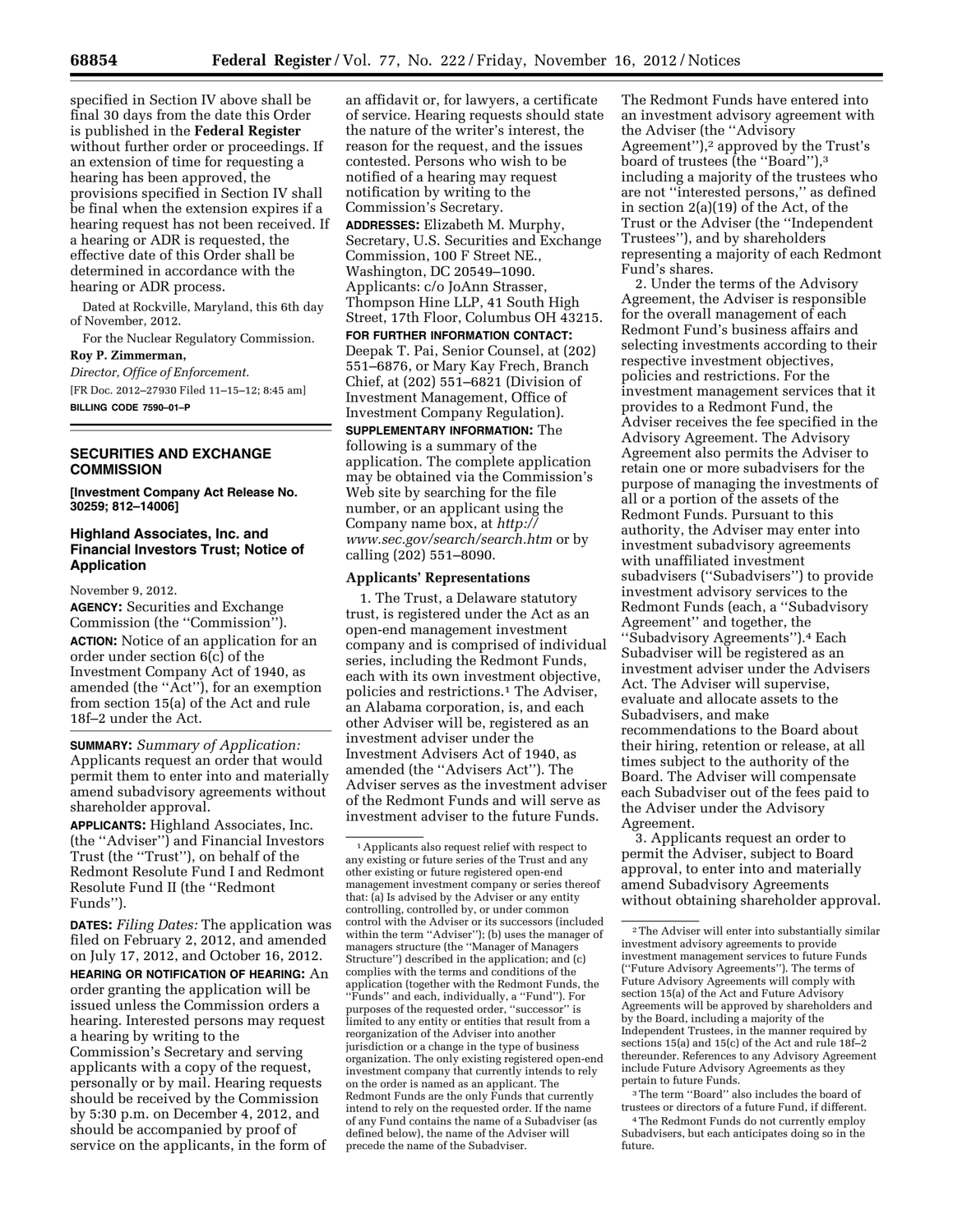specified in Section IV above shall be final 30 days from the date this Order is published in the **Federal Register** without further order or proceedings. If an extension of time for requesting a hearing has been approved, the provisions specified in Section IV shall be final when the extension expires if a hearing request has not been received. If a hearing or ADR is requested, the effective date of this Order shall be determined in accordance with the hearing or ADR process.

Dated at Rockville, Maryland, this 6th day of November, 2012.

For the Nuclear Regulatory Commission.

**Roy P. Zimmerman,**

*Director, Office of Enforcement.*

[FR Doc. 2012–27930 Filed 11–15–12; 8:45 am]

**BILLING CODE 7590–01–P**

## SECURITIES AND EXCHANGE COMMISSION

**[Investment Company Act Release No. 30259; 812–14006]**

## Highland Associates, Inc. and Financial Investors Trust; Notice of Application

November 9, 2012.

**AGENCY:** Securities and Exchange Commission (the ''Commission'').

**ACTION:** Notice of an application for an order under section 6(c) of the Investment Company Act of 1940, as amended (the ''Act''), for an exemption from section 15(a) of the Act and rule 18f–2 under the Act.

**SUMMARY:** *Summary of Application:* Applicants request an order that would permit them to enter into and materially amend subadvisory agreements without shareholder approval.

**APPLICANTS:** Highland Associates, Inc. (the ''Adviser'') and Financial Investors Trust (the ''Trust''), on behalf of the Redmont Resolute Fund I and Redmont Resolute Fund II (the ''Redmont Funds'').

**DATES:** *Filing Dates:* The application was filed on February 2, 2012, and amended on July 17, 2012, and October 16, 2012.

**HEARING OR NOTIFICATION OF HEARING:** An order granting the application will be issued unless the Commission orders a hearing. Interested persons may request a hearing by writing to the Commission's Secretary and serving applicants with a copy of the request, personally or by mail. Hearing requests should be received by the Commission by 5:30 p.m. on December 4, 2012, and should be accompanied by proof of service on the applicants, in the form of an affidavit or, for lawyers, a certificate of service. Hearing requests should state the nature of the writer's interest, the reason for the request, and the issues contested. Persons who wish to be notified of a hearing may request notification by writing to the Commission's Secretary.

**ADDRESSES:** Elizabeth M. Murphy, Secretary, U.S. Securities and Exchange Commission, 100 F Street NE., Washington, DC 20549–1090. Applicants: c/o JoAnn Strasser, Thompson Hine LLP, 41 South High Street, 17th Floor, Columbus OH 43215.

**FOR FURTHER INFORMATION CONTACT:** Deepak T. Pai, Senior Counsel, at (202) 551–6876, or Mary Kay Frech, Branch Chief, at (202) 551–6821 (Division of Investment Management, Office of Investment Company Regulation).

**SUPPLEMENTARY INFORMATION:** The following is a summary of the application. The complete application may be obtained via the Commission's Web site by searching for the file number, or an applicant using the Company name box, at *http://www.sec.gov/search/search.htm* or by calling (202) 551–8090.

### Applicants' Representations

1. The Trust, a Delaware statutory trust, is registered under the Act as an open-end management investment company and is comprised of individual series, including the Redmont Funds, each with its own investment objective, policies and restrictions.[1] The Adviser, an Alabama corporation, is, and each other Adviser will be, registered as an investment adviser under the Investment Advisers Act of 1940, as amended (the ''Advisers Act''). The Adviser serves as the investment adviser of the Redmont Funds and will serve as investment adviser to the future Funds. The Redmont Funds have entered into an investment advisory agreement with the Adviser (the ''Advisory Agreement''),[2] approved by the Trust's board of trustees (the ''Board''),[3] including a majority of the trustees who are not ''interested persons,'' as defined in section 2(a)(19) of the Act, of the Trust or the Adviser (the ''Independent Trustees''), and by shareholders representing a majority of each Redmont Fund's shares.

2. Under the terms of the Advisory Agreement, the Adviser is responsible for the overall management of each Redmont Fund's business affairs and selecting investments according to their respective investment objectives, policies and restrictions. For the investment management services that it provides to a Redmont Fund, the Adviser receives the fee specified in the Advisory Agreement. The Advisory Agreement also permits the Adviser to retain one or more subadvisers for the purpose of managing the investments of all or a portion of the assets of the Redmont Funds. Pursuant to this authority, the Adviser may enter into investment subadvisory agreements with unaffiliated investment subadvisers (''Subadvisers'') to provide investment advisory services to the Redmont Funds (each, a ''Subadvisory Agreement'' and together, the ''Subadvisory Agreements'').[4] Each Subadviser will be registered as an investment adviser under the Advisers Act. The Adviser will supervise, evaluate and allocate assets to the Subadvisers, and make recommendations to the Board about their hiring, retention or release, at all times subject to the authority of the Board. The Adviser will compensate each Subadviser out of the fees paid to the Adviser under the Advisory Agreement.

3. Applicants request an order to permit the Adviser, subject to Board approval, to enter into and materially amend Subadvisory Agreements without obtaining shareholder approval.

---

[1] Applicants also request relief with respect to any existing or future series of the Trust and any other existing or future registered open-end management investment company or series thereof that: (a) Is advised by the Adviser or any entity controlling, controlled by, or under common control with the Adviser or its successors (included within the term ''Adviser''); (b) uses the manager of managers structure (the ''Manager of Managers Structure'') described in the application; and (c) complies with the terms and conditions of the application (together with the Redmont Funds, the ''Funds'' and each, individually, a ''Fund''). For purposes of the requested order, ''successor'' is limited to any entity or entities that result from a reorganization of the Adviser into another jurisdiction or a change in the type of business organization. The only existing registered open-end investment company that currently intends to rely on the order is named as an applicant. The Redmont Funds are the only Funds that currently intend to rely on the requested order. If the name of any Fund contains the name of a Subadviser (as defined below), the name of the Adviser will precede the name of the Subadviser.

[2] The Adviser will enter into substantially similar investment advisory agreements to provide investment management services to future Funds (''Future Advisory Agreements''). The terms of Future Advisory Agreements will comply with section 15(a) of the Act and Future Advisory Agreements will be approved by shareholders and by the Board, including a majority of the Independent Trustees, in the manner required by sections 15(a) and 15(c) of the Act and rule 18f–2 thereunder. References to any Advisory Agreement include Future Advisory Agreements as they pertain to future Funds.

[3] The term ''Board'' also includes the board of trustees or directors of a future Fund, if different.

[4] The Redmont Funds do not currently employ Subadvisers, but each anticipates doing so in the future.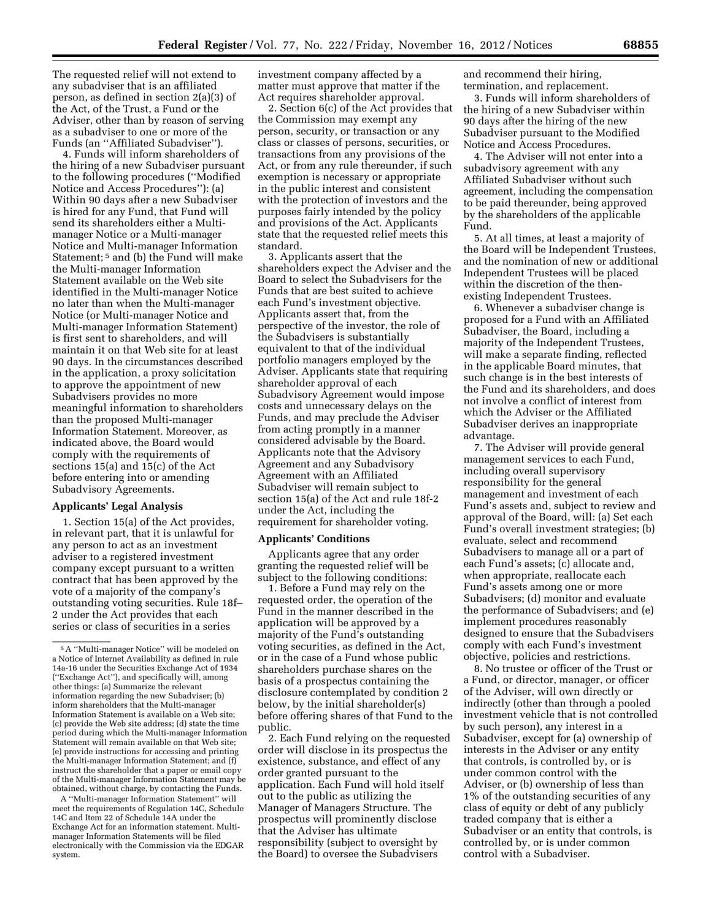The requested relief will not extend to any subadviser that is an affiliated person, as defined in section 2(a)(3) of the Act, of the Trust, a Fund or the Adviser, other than by reason of serving as a subadviser to one or more of the Funds (an ''Affiliated Subadviser'').

4. Funds will inform shareholders of the hiring of a new Subadviser pursuant to the following procedures (''Modified Notice and Access Procedures''): (a) Within 90 days after a new Subadviser is hired for any Fund, that Fund will send its shareholders either a Multi-manager Notice or a Multi-manager Notice and Multi-manager Information Statement; [5] and (b) the Fund will make the Multi-manager Information Statement available on the Web site identified in the Multi-manager Notice no later than when the Multi-manager Notice (or Multi-manager Notice and Multi-manager Information Statement) is first sent to shareholders, and will maintain it on that Web site for at least 90 days. In the circumstances described in the application, a proxy solicitation to approve the appointment of new Subadvisers provides no more meaningful information to shareholders than the proposed Multi-manager Information Statement. Moreover, as indicated above, the Board would comply with the requirements of sections 15(a) and 15(c) of the Act before entering into or amending Subadvisory Agreements.

## Applicants' Legal Analysis

1. Section 15(a) of the Act provides, in relevant part, that it is unlawful for any person to act as an investment adviser to a registered investment company except pursuant to a written contract that has been approved by the vote of a majority of the company's outstanding voting securities. Rule 18f–2 under the Act provides that each series or class of securities in a series investment company affected by a matter must approve that matter if the Act requires shareholder approval.

2. Section 6(c) of the Act provides that the Commission may exempt any person, security, or transaction or any class or classes of persons, securities, or transactions from any provisions of the Act, or from any rule thereunder, if such exemption is necessary or appropriate in the public interest and consistent with the protection of investors and the purposes fairly intended by the policy and provisions of the Act. Applicants state that the requested relief meets this standard.

3. Applicants assert that the shareholders expect the Adviser and the Board to select the Subadvisers for the Funds that are best suited to achieve each Fund's investment objective. Applicants assert that, from the perspective of the investor, the role of the Subadvisers is substantially equivalent to that of the individual portfolio managers employed by the Adviser. Applicants state that requiring shareholder approval of each Subadvisory Agreement would impose costs and unnecessary delays on the Funds, and may preclude the Adviser from acting promptly in a manner considered advisable by the Board. Applicants note that the Advisory Agreement and any Subadvisory Agreement with an Affiliated Subadviser will remain subject to section 15(a) of the Act and rule 18f-2 under the Act, including the requirement for shareholder voting.

## Applicants' Conditions

Applicants agree that any order granting the requested relief will be subject to the following conditions:

1. Before a Fund may rely on the requested order, the operation of the Fund in the manner described in the application will be approved by a majority of the Fund's outstanding voting securities, as defined in the Act, or in the case of a Fund whose public shareholders purchase shares on the basis of a prospectus containing the disclosure contemplated by condition 2 below, by the initial shareholder(s) before offering shares of that Fund to the public.

2. Each Fund relying on the requested order will disclose in its prospectus the existence, substance, and effect of any order granted pursuant to the application. Each Fund will hold itself out to the public as utilizing the Manager of Managers Structure. The prospectus will prominently disclose that the Adviser has ultimate responsibility (subject to oversight by the Board) to oversee the Subadvisers and recommend their hiring, termination, and replacement.

3. Funds will inform shareholders of the hiring of a new Subadviser within 90 days after the hiring of the new Subadviser pursuant to the Modified Notice and Access Procedures.

4. The Adviser will not enter into a subadvisory agreement with any Affiliated Subadviser without such agreement, including the compensation to be paid thereunder, being approved by the shareholders of the applicable Fund.

5. At all times, at least a majority of the Board will be Independent Trustees, and the nomination of new or additional Independent Trustees will be placed within the discretion of the then-existing Independent Trustees.

6. Whenever a subadviser change is proposed for a Fund with an Affiliated Subadviser, the Board, including a majority of the Independent Trustees, will make a separate finding, reflected in the applicable Board minutes, that such change is in the best interests of the Fund and its shareholders, and does not involve a conflict of interest from which the Adviser or the Affiliated Subadviser derives an inappropriate advantage.

7. The Adviser will provide general management services to each Fund, including overall supervisory responsibility for the general management and investment of each Fund's assets and, subject to review and approval of the Board, will: (a) Set each Fund's overall investment strategies; (b) evaluate, select and recommend Subadvisers to manage all or a part of each Fund's assets; (c) allocate and, when appropriate, reallocate each Fund's assets among one or more Subadvisers; (d) monitor and evaluate the performance of Subadvisers; and (e) implement procedures reasonably designed to ensure that the Subadvisers comply with each Fund's investment objective, policies and restrictions.

8. No trustee or officer of the Trust or a Fund, or director, manager, or officer of the Adviser, will own directly or indirectly (other than through a pooled investment vehicle that is not controlled by such person), any interest in a Subadviser, except for (a) ownership of interests in the Adviser or any entity that controls, is controlled by, or is under common control with the Adviser, or (b) ownership of less than 1% of the outstanding securities of any class of equity or debt of any publicly traded company that is either a Subadviser or an entity that controls, is controlled by, or is under common control with a Subadviser.

---

[5] A ''Multi-manager Notice'' will be modeled on a Notice of Internet Availability as defined in rule 14a-16 under the Securities Exchange Act of 1934 (''Exchange Act''), and specifically will, among other things: (a) Summarize the relevant information regarding the new Subadviser; (b) inform shareholders that the Multi-manager Information Statement is available on a Web site; (c) provide the Web site address; (d) state the time period during which the Multi-manager Information Statement will remain available on that Web site; (e) provide instructions for accessing and printing the Multi-manager Information Statement; and (f) instruct the shareholder that a paper or email copy of the Multi-manager Information Statement may be obtained, without charge, by contacting the Funds.

A ''Multi-manager Information Statement'' will meet the requirements of Regulation 14C, Schedule 14C and Item 22 of Schedule 14A under the Exchange Act for an information statement. Multi-manager Information Statements will be filed electronically with the Commission via the EDGAR system.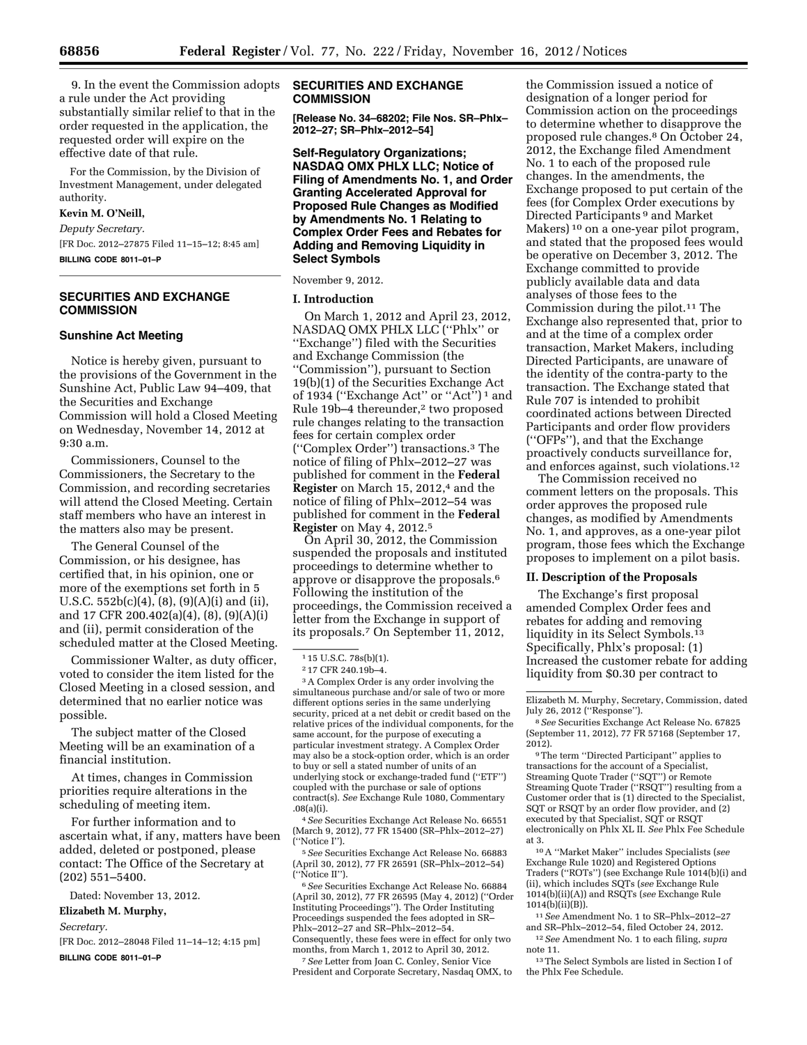9. In the event the Commission adopts a rule under the Act providing substantially similar relief to that in the order requested in the application, the requested order will expire on the effective date of that rule.

For the Commission, by the Division of Investment Management, under delegated authority.

**Kevin M. O'Neill,**

*Deputy Secretary.*

[FR Doc. 2012–27875 Filed 11–15–12; 8:45 am]

**BILLING CODE 8011–01–P**

---

## SECURITIES AND EXCHANGE COMMISSION

### Sunshine Act Meeting

Notice is hereby given, pursuant to the provisions of the Government in the Sunshine Act, Public Law 94–409, that the Securities and Exchange Commission will hold a Closed Meeting on Wednesday, November 14, 2012 at 9:30 a.m.

Commissioners, Counsel to the Commissioners, the Secretary to the Commission, and recording secretaries will attend the Closed Meeting. Certain staff members who have an interest in the matters also may be present.

The General Counsel of the Commission, or his designee, has certified that, in his opinion, one or more of the exemptions set forth in 5 U.S.C. 552b(c)(4), (8), (9)(A)(i) and (ii), and 17 CFR 200.402(a)(4), (8), (9)(A)(i) and (ii), permit consideration of the scheduled matter at the Closed Meeting.

Commissioner Walter, as duty officer, voted to consider the item listed for the Closed Meeting in a closed session, and determined that no earlier notice was possible.

The subject matter of the Closed Meeting will be an examination of a financial institution.

At times, changes in Commission priorities require alterations in the scheduling of meeting item.

For further information and to ascertain what, if any, matters have been added, deleted or postponed, please contact: The Office of the Secretary at (202) 551–5400.

Dated: November 13, 2012.

**Elizabeth M. Murphy,**

*Secretary.*

[FR Doc. 2012–28048 Filed 11–14–12; 4:15 pm]

**BILLING CODE 8011–01–P**

---

## SECURITIES AND EXCHANGE COMMISSION

**[Release No. 34–68202; File Nos. SR–Phlx–2012–27; SR–Phlx–2012–54]**

### Self-Regulatory Organizations; NASDAQ OMX PHLX LLC; Notice of Filing of Amendments No. 1, and Order Granting Accelerated Approval for Proposed Rule Changes as Modified by Amendments No. 1 Relating to Complex Order Fees and Rebates for Adding and Removing Liquidity in Select Symbols

November 9, 2012.

#### I. Introduction

On March 1, 2012 and April 23, 2012, NASDAQ OMX PHLX LLC (''Phlx'' or ''Exchange'') filed with the Securities and Exchange Commission (the ''Commission''), pursuant to Section 19(b)(1) of the Securities Exchange Act of 1934 (''Exchange Act'' or ''Act'') [1] and Rule 19b–4 thereunder,[2] two proposed rule changes relating to the transaction fees for certain complex order (''Complex Order'') transactions.[3] The notice of filing of Phlx–2012–27 was published for comment in the **Federal Register** on March 15, 2012,[4] and the notice of filing of Phlx–2012–54 was published for comment in the **Federal Register** on May 4, 2012.[5]

On April 30, 2012, the Commission suspended the proposals and instituted proceedings to determine whether to approve or disapprove the proposals.[6] Following the institution of the proceedings, the Commission received a letter from the Exchange in support of its proposals.[7] On September 11, 2012, the Commission issued a notice of designation of a longer period for Commission action on the proceedings to determine whether to disapprove the proposed rule changes.[8] On October 24, 2012, the Exchange filed Amendment No. 1 to each of the proposed rule changes. In the amendments, the Exchange proposed to put certain of the fees (for Complex Order executions by Directed Participants [9] and Market Makers) [10] on a one-year pilot program, and stated that the proposed fees would be operative on December 3, 2012. The Exchange committed to provide publicly available data and data analyses of those fees to the Commission during the pilot.[11] The Exchange also represented that, prior to and at the time of a complex order transaction, Market Makers, including Directed Participants, are unaware of the identity of the contra-party to the transaction. The Exchange stated that Rule 707 is intended to prohibit coordinated actions between Directed Participants and order flow providers (''OFPs''), and that the Exchange proactively conducts surveillance for, and enforces against, such violations.[12]

The Commission received no comment letters on the proposals. This order approves the proposed rule changes, as modified by Amendments No. 1, and approves, as a one-year pilot program, those fees which the Exchange proposes to implement on a pilot basis.

#### II. Description of the Proposals

The Exchange's first proposal amended Complex Order fees and rebates for adding and removing liquidity in its Select Symbols.[13] Specifically, Phlx's proposal: (1) Increased the customer rebate for adding liquidity from $0.30 per contract to

---

[1] 15 U.S.C. 78s(b)(1).

[2] 17 CFR 240.19b–4.

[3] A Complex Order is any order involving the simultaneous purchase and/or sale of two or more different options series in the same underlying security, priced at a net debit or credit based on the relative prices of the individual components, for the same account, for the purpose of executing a particular investment strategy. A Complex Order may also be a stock-option order, which is an order to buy or sell a stated number of units of an underlying stock or exchange-traded fund (''ETF'') coupled with the purchase or sale of options contract(s). *See* Exchange Rule 1080, Commentary .08(a)(i).

[4] *See* Securities Exchange Act Release No. 66551 (March 9, 2012), 77 FR 15400 (SR–Phlx–2012–27) (''Notice I'').

[5] *See* Securities Exchange Act Release No. 66883 (April 30, 2012), 77 FR 26591 (SR–Phlx–2012–54) (''Notice II'').

[6] *See* Securities Exchange Act Release No. 66884 (April 30, 2012), 77 FR 26595 (May 4, 2012) (''Order Instituting Proceedings''). The Order Instituting Proceedings suspended the fees adopted in SR–Phlx–2012–27 and SR–Phlx–2012–54. Consequently, these fees were in effect for only two months, from March 1, 2012 to April 30, 2012.

[7] *See* Letter from Joan C. Conley, Senior Vice President and Corporate Secretary, Nasdaq OMX, to Elizabeth M. Murphy, Secretary, Commission, dated July 26, 2012 (''Response'').

[8] *See* Securities Exchange Act Release No. 67825 (September 11, 2012), 77 FR 57168 (September 17, 2012).

[9] The term ''Directed Participant'' applies to transactions for the account of a Specialist, Streaming Quote Trader (''SQT'') or Remote Streaming Quote Trader (''RSQT'') resulting from a Customer order that is (1) directed to the Specialist, SQT or RSQT by an order flow provider, and (2) executed by that Specialist, SQT or RSQT electronically on Phlx XL II. *See* Phlx Fee Schedule at 3.

[10] A ''Market Maker'' includes Specialists (*see* Exchange Rule 1020) and Registered Options Traders (''ROTs'') (see Exchange Rule 1014(b)(i) and (ii), which includes SQTs (*see* Exchange Rule 1014(b)(ii)(A)) and RSQTs (*see* Exchange Rule 1014(b)(ii)(B)).

[11] *See* Amendment No. 1 to SR–Phlx–2012–27 and SR–Phlx–2012–54, filed October 24, 2012.

[12] *See* Amendment No. 1 to each filing, *supra* note 11.

[13] The Select Symbols are listed in Section I of the Phlx Fee Schedule.